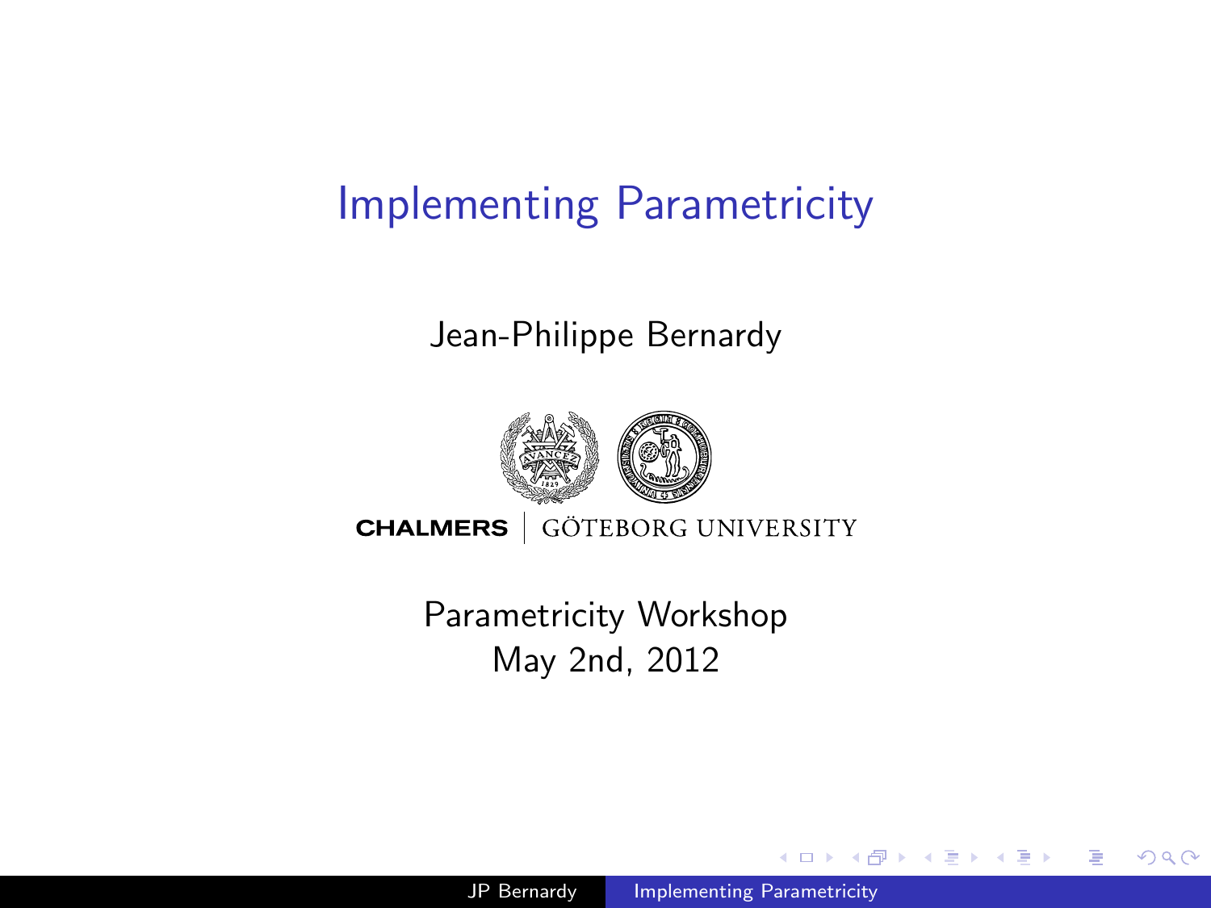# Implementing Parametricity

Jean-Philippe Bernardy

CHALMERS | GÖTEBORG UNIVERSITY

Parametricity Workshop
May 2nd, 2012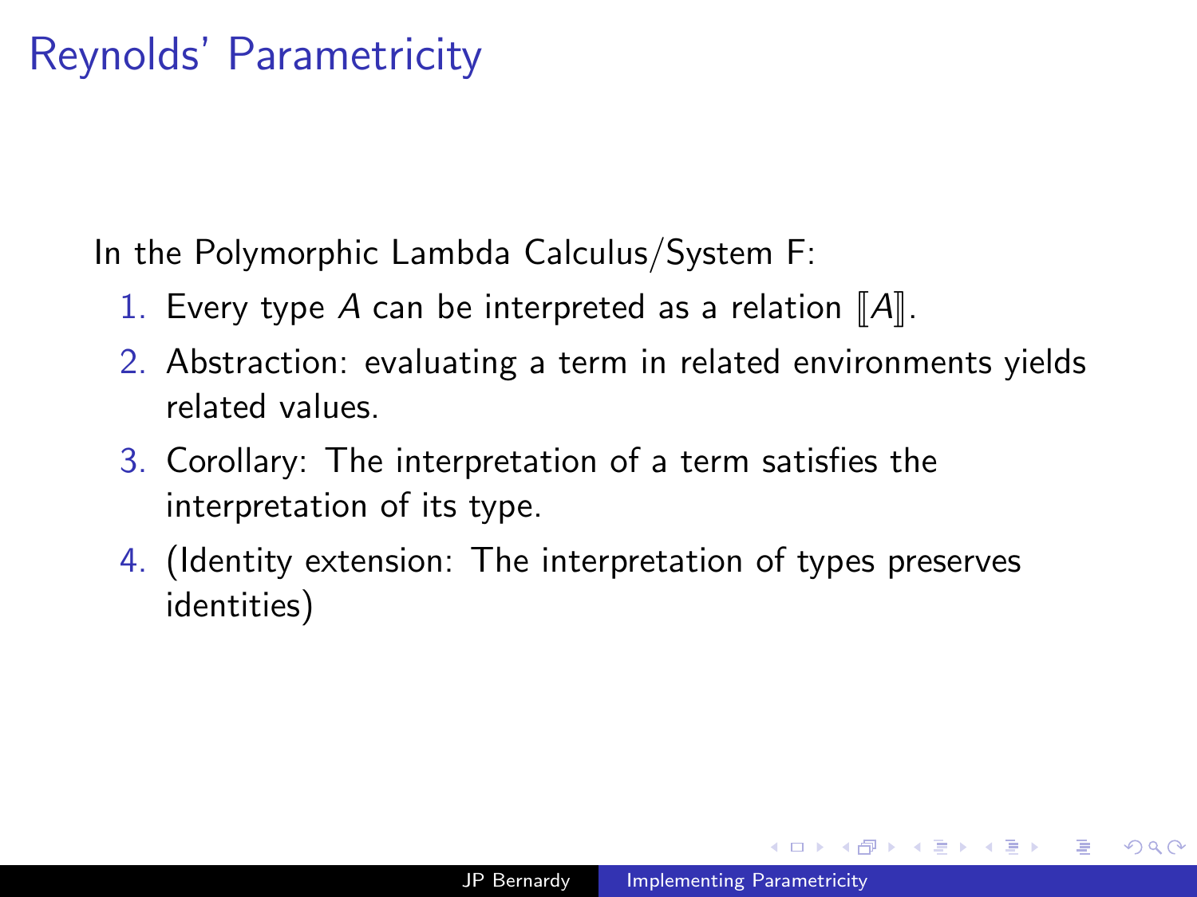# Reynolds' Parametricity

In the Polymorphic Lambda Calculus/System F:

1. Every type $A$ can be interpreted as a relation $[\![A]\!]$.
2. Abstraction: evaluating a term in related environments yields related values.
3. Corollary: The interpretation of a term satisfies the interpretation of its type.
4. (Identity extension: The interpretation of types preserves identities)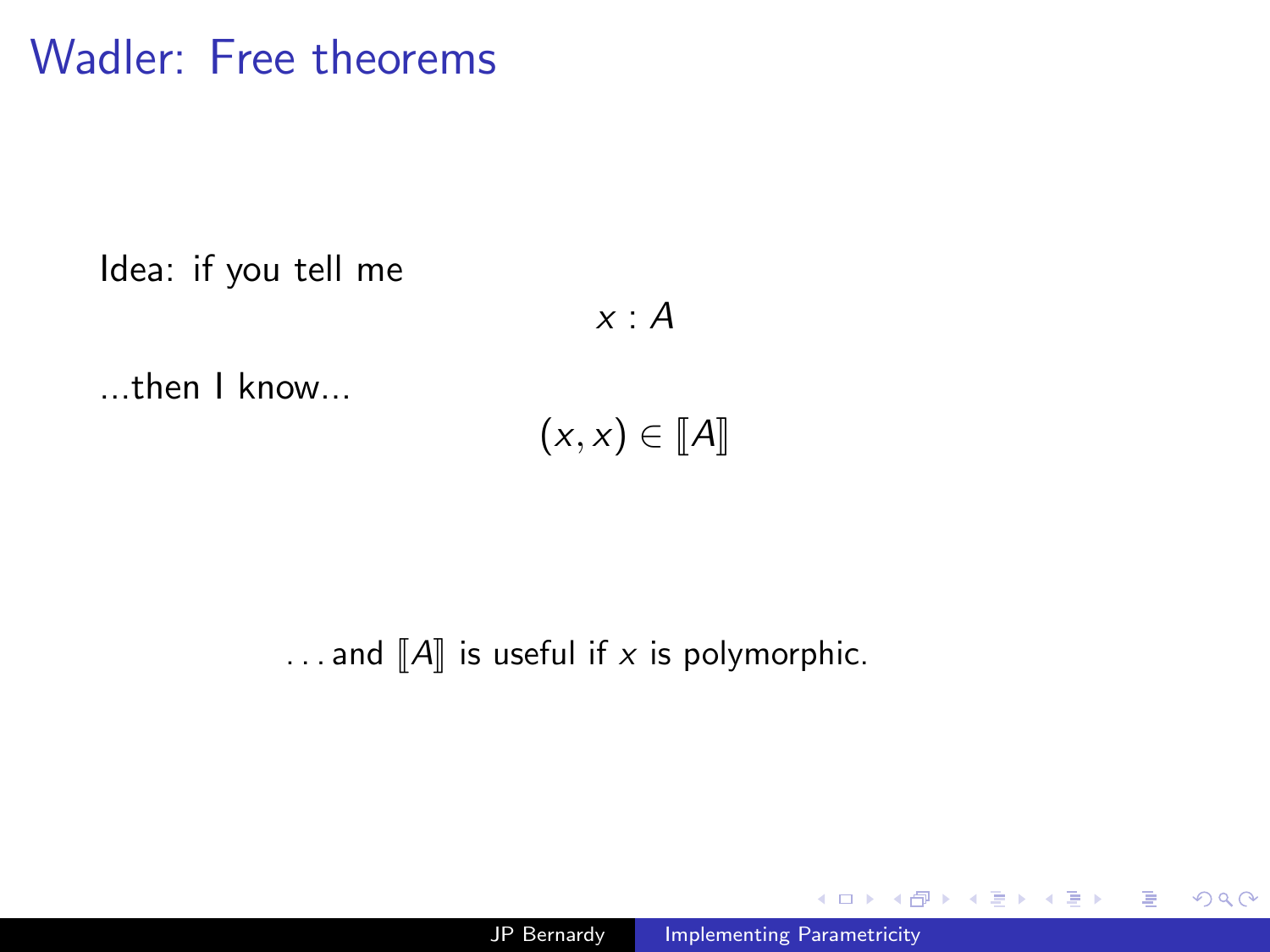# Wadler: Free theorems

Idea: if you tell me

$$x : A$$

...then I know...

$$(x, x) \in [\![A]\!]$$

...and $[\![A]\!]$ is useful if $x$ is polymorphic.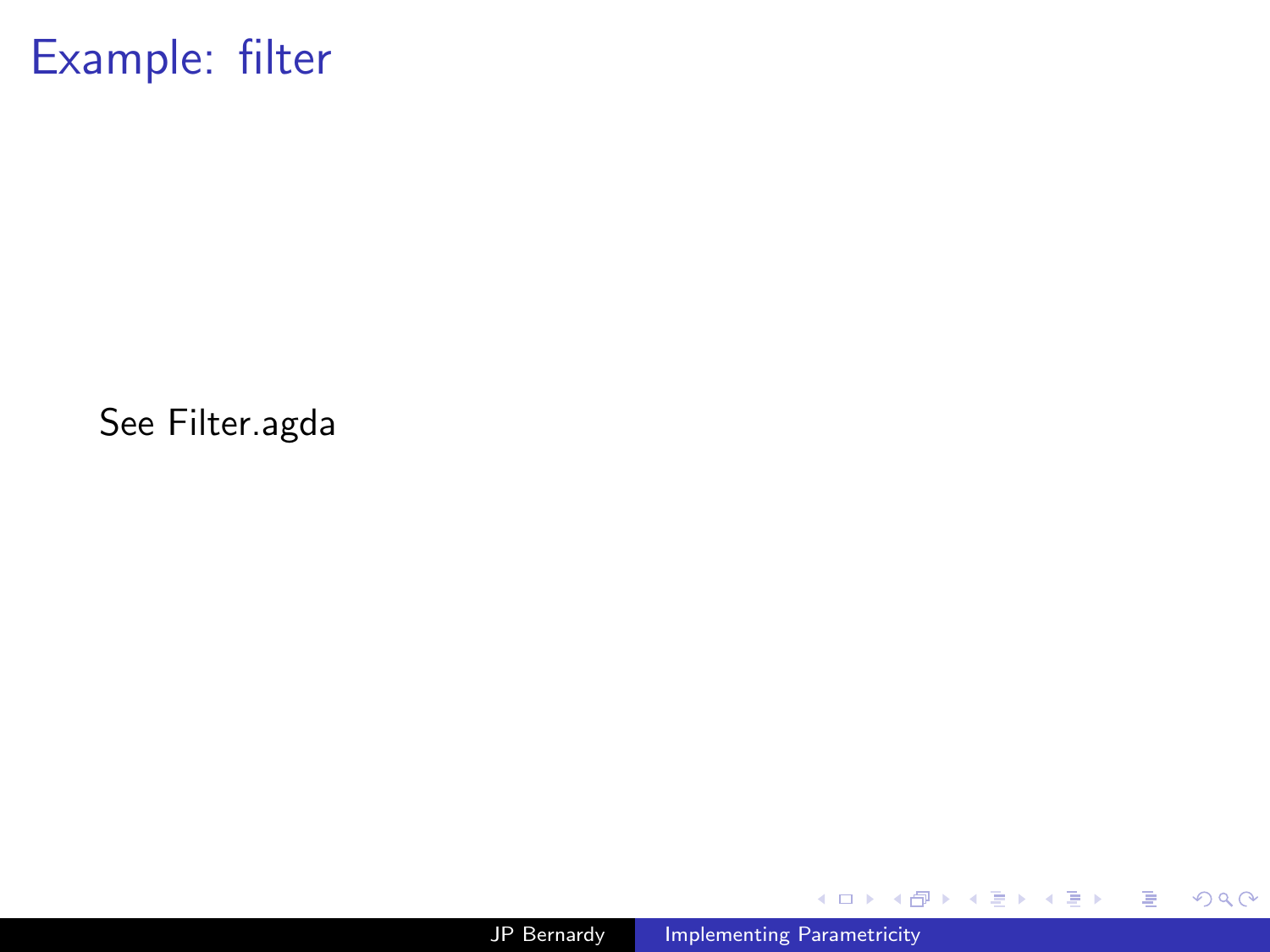# Example: filter

See Filter.agda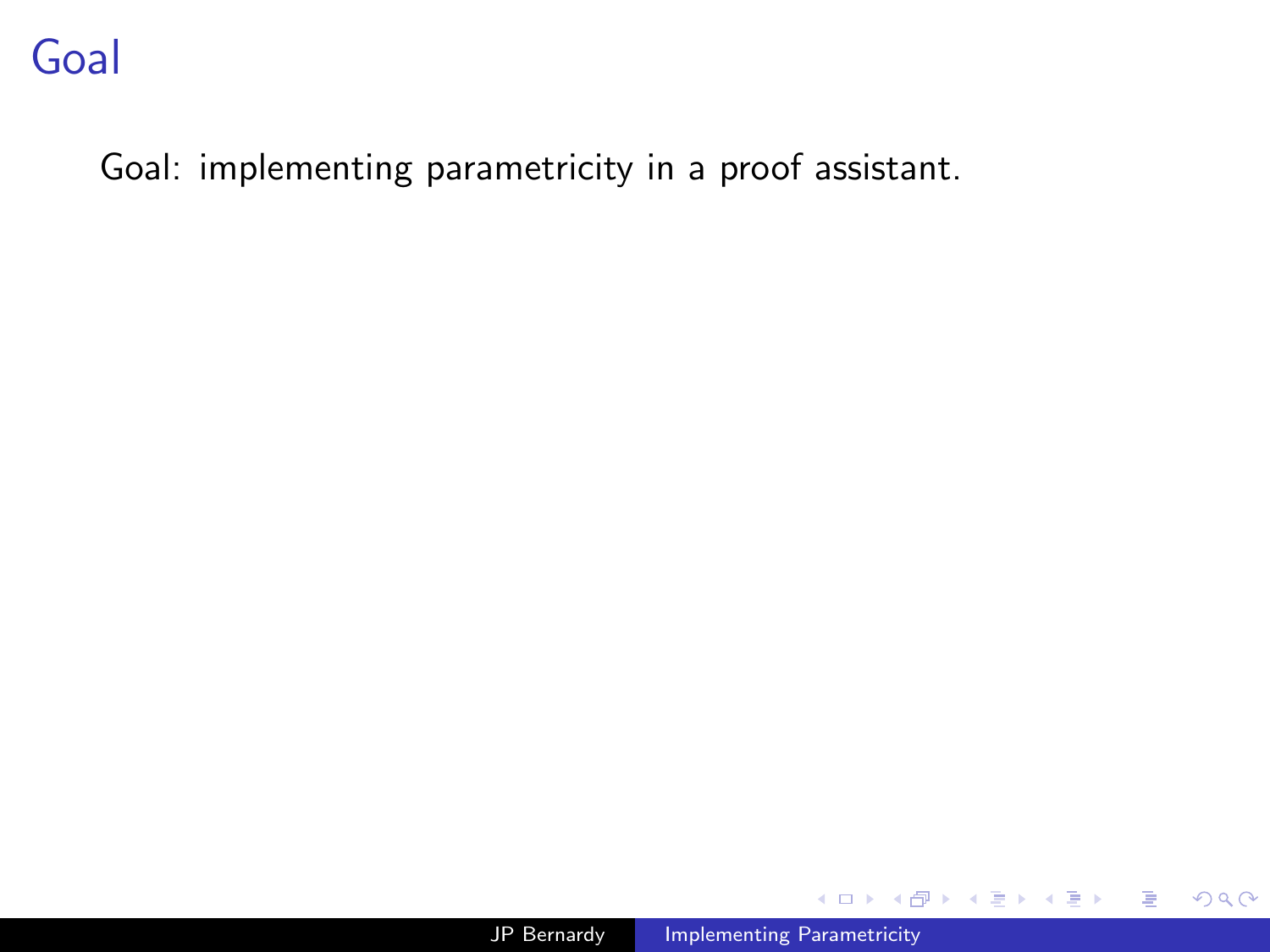# Goal

Goal: implementing parametricity in a proof assistant.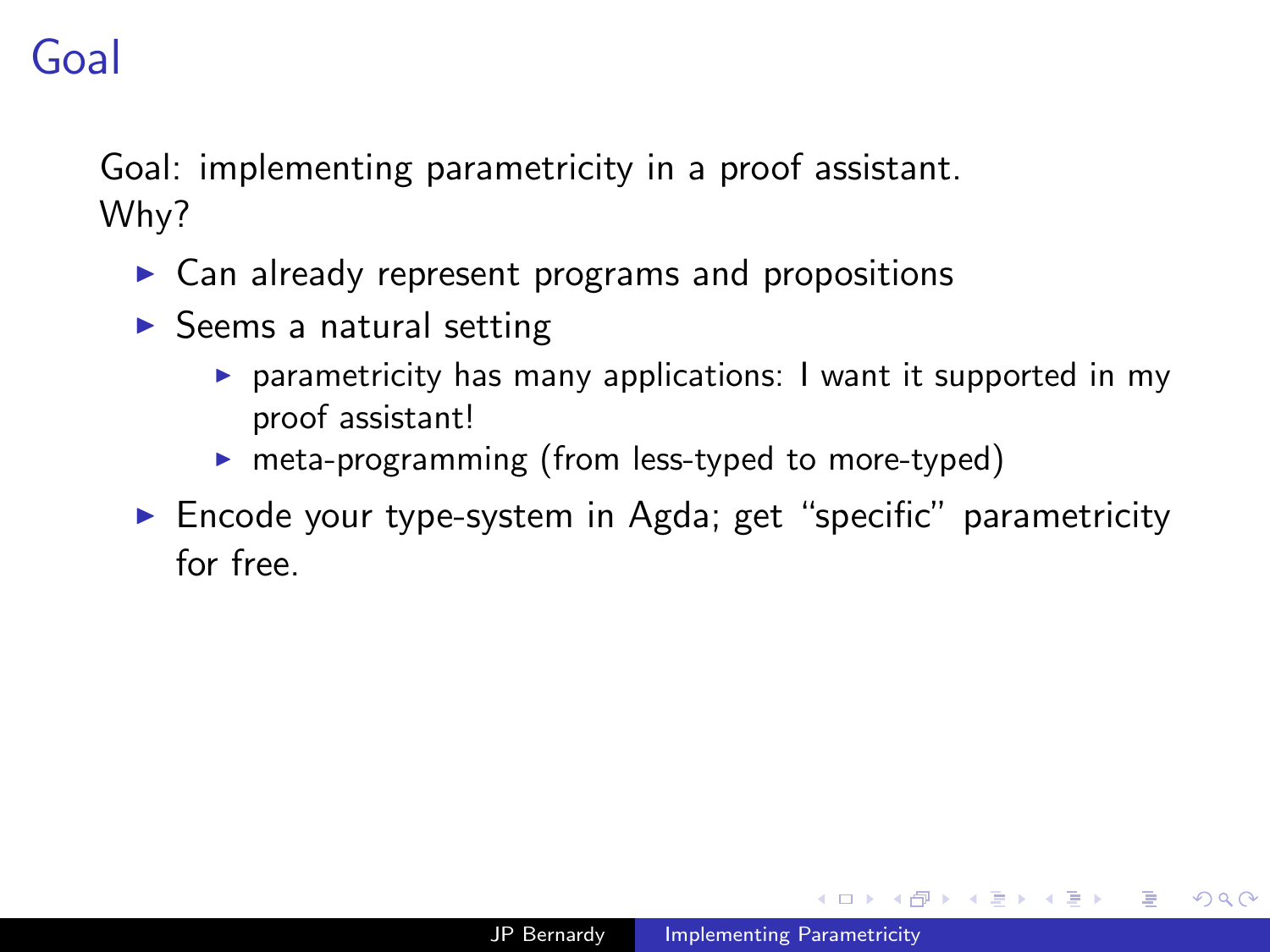# Goal

Goal: implementing parametricity in a proof assistant.
Why?

- Can already represent programs and propositions
- Seems a natural setting
  - parametricity has many applications: I want it supported in my proof assistant!
  - meta-programming (from less-typed to more-typed)
- Encode your type-system in Agda; get "specific" parametricity for free.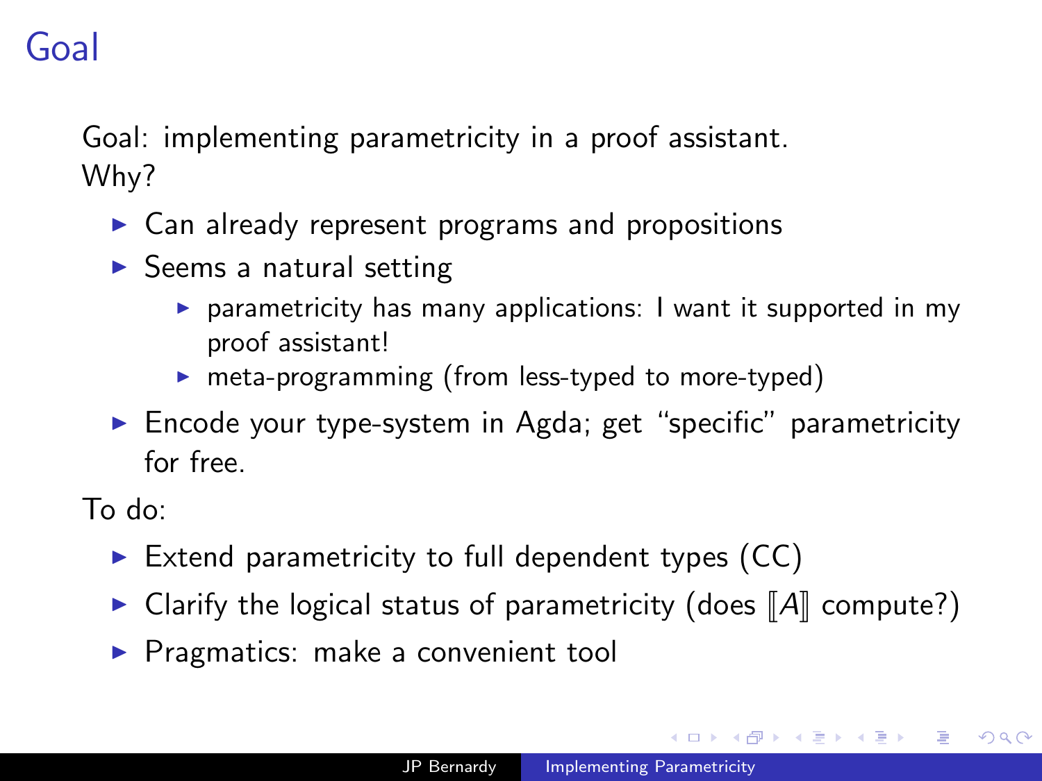# Goal

Goal: implementing parametricity in a proof assistant.
Why?

- Can already represent programs and propositions
- Seems a natural setting
  - parametricity has many applications: I want it supported in my proof assistant!
  - meta-programming (from less-typed to more-typed)
- Encode your type-system in Agda; get "specific" parametricity for free.

To do:

- Extend parametricity to full dependent types (CC)
- Clarify the logical status of parametricity (does $[\![A]\!]$ compute?)
- Pragmatics: make a convenient tool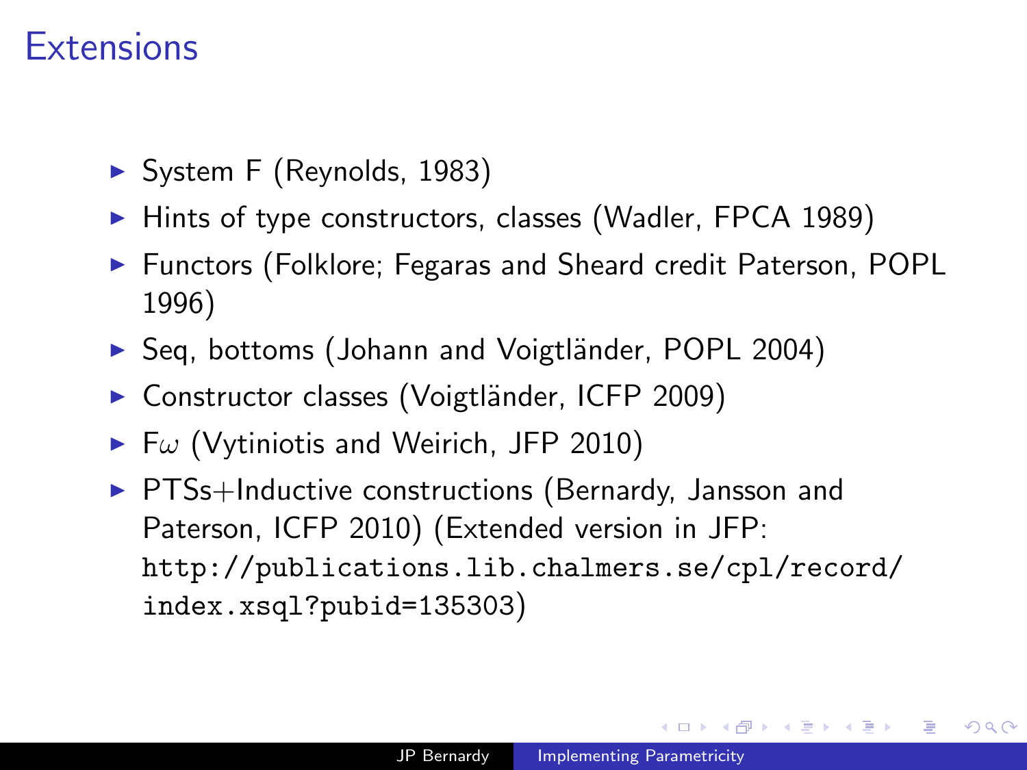# Extensions

- System F (Reynolds, 1983)
- Hints of type constructors, classes (Wadler, FPCA 1989)
- Functors (Folklore; Fegaras and Sheard credit Paterson, POPL 1996)
- Seq, bottoms (Johann and Voigtländer, POPL 2004)
- Constructor classes (Voigtländer, ICFP 2009)
- F$\omega$ (Vytiniotis and Weirich, JFP 2010)
- PTSs+Inductive constructions (Bernardy, Jansson and Paterson, ICFP 2010) (Extended version in JFP: `http://publications.lib.chalmers.se/cpl/record/index.xsql?pubid=135303`)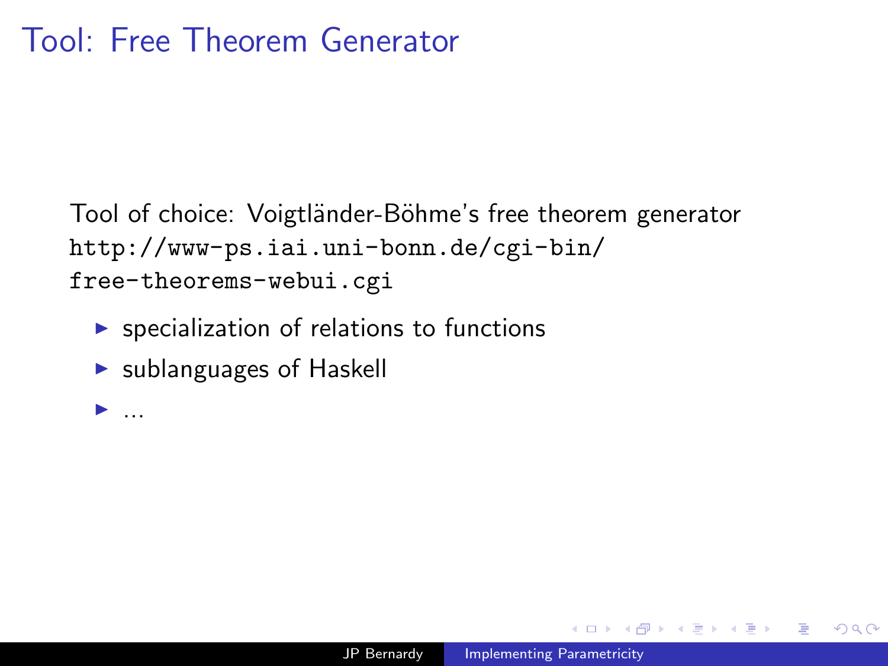# Tool: Free Theorem Generator

Tool of choice: Voigtländer-Böhme's free theorem generator
`http://www-ps.iai.uni-bonn.de/cgi-bin/free-theorems-webui.cgi`

- specialization of relations to functions
- sublanguages of Haskell
- ...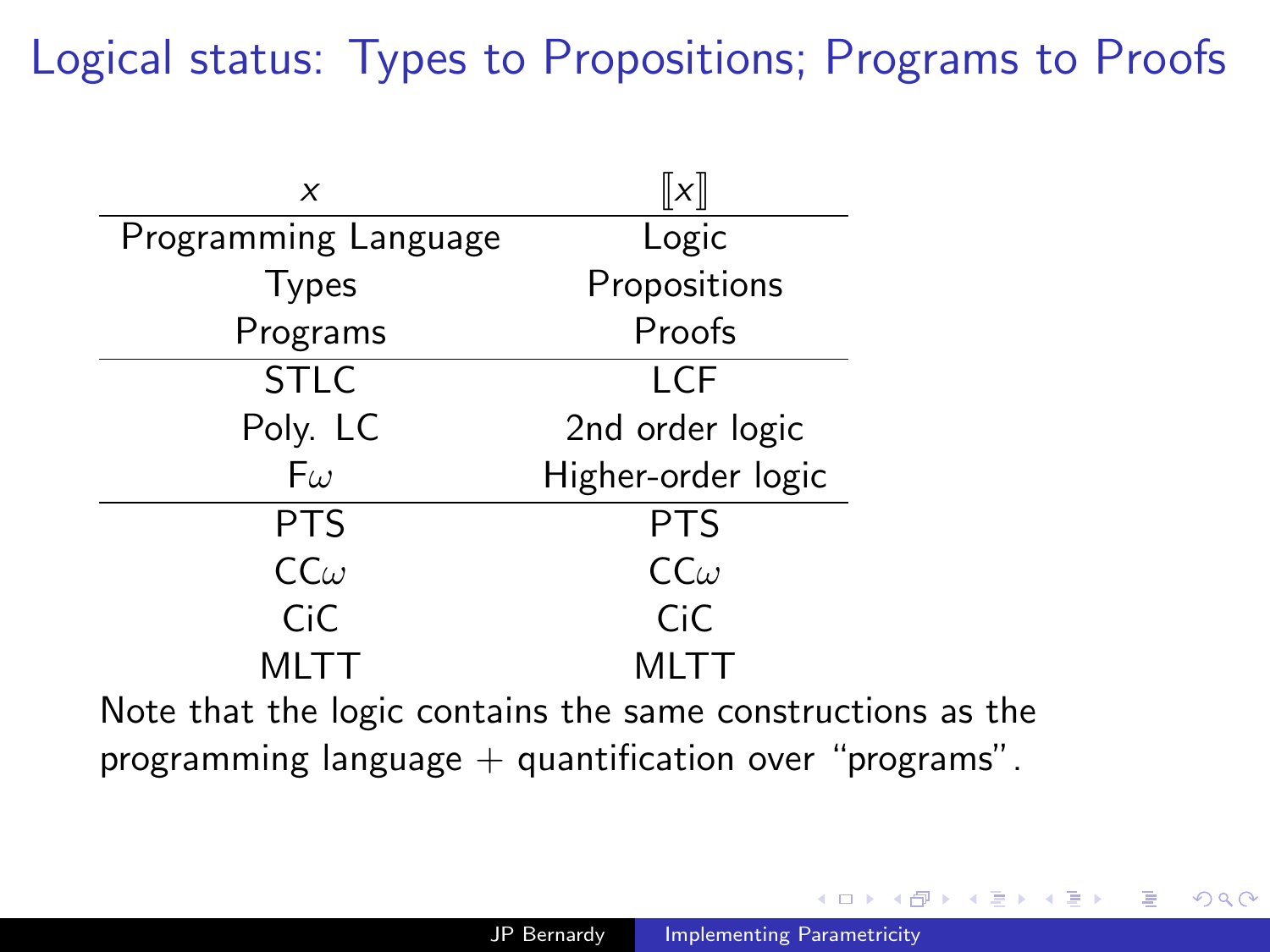# Logical status: Types to Propositions; Programs to Proofs

| $x$ | $[\![x]\!]$ |
|---|---|
| Programming Language | Logic |
| Types | Propositions |
| Programs | Proofs |
| STLC | LCF |
| Poly. LC | 2nd order logic |
| F$\omega$ | Higher-order logic |
| PTS | PTS |
| CC$\omega$ | CC$\omega$ |
| CiC | CiC |
| MLTT | MLTT |

Note that the logic contains the same constructions as the programming language + quantification over "programs".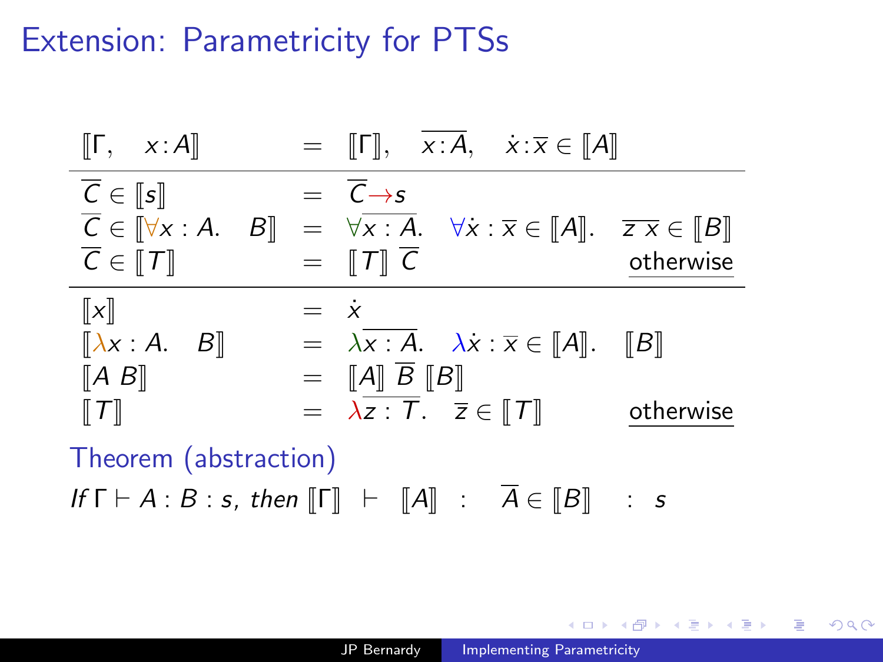# Extension: Parametricity for PTSs

$$
\begin{array}{lcl}
[\![\Gamma, \quad x : A]\!] & = & [\![\Gamma]\!], \quad \overline{x : A}, \quad \dot{x} : \overline{x} \in [\![A]\!] \\
\hline
\overline{C} \in [\![s]\!] & = & \overline{C} \to s \\
\overline{C} \in [\![\forall x : A. \quad B]\!] & = & \forall \overline{x : A}. \quad \forall \dot{x} : \overline{x} \in [\![A]\!]. \quad \overline{z\ x} \in [\![B]\!] \\
\overline{C} \in [\![T]\!] & = & [\![T]\!]\ \overline{C} \qquad \qquad \underline{\text{otherwise}} \\
\hline
[\![x]\!] & = & \dot{x} \\
[\![\lambda x : A. \quad B]\!] & = & \lambda \overline{x : A}. \quad \lambda \dot{x} : \overline{x} \in [\![A]\!]. \quad [\![B]\!] \\
[\![A\ B]\!] & = & [\![A]\!]\ \overline{B}\ [\![B]\!] \\
[\![T]\!] & = & \lambda \overline{z : T}. \quad \overline{z} \in [\![T]\!] \qquad \underline{\text{otherwise}}
\end{array}
$$

**Theorem (abstraction)**

*If* $\Gamma \vdash A : B : s$, *then* $[\![\Gamma]\!] \vdash [\![A]\!] : \overline{A} \in [\![B]\!] : s$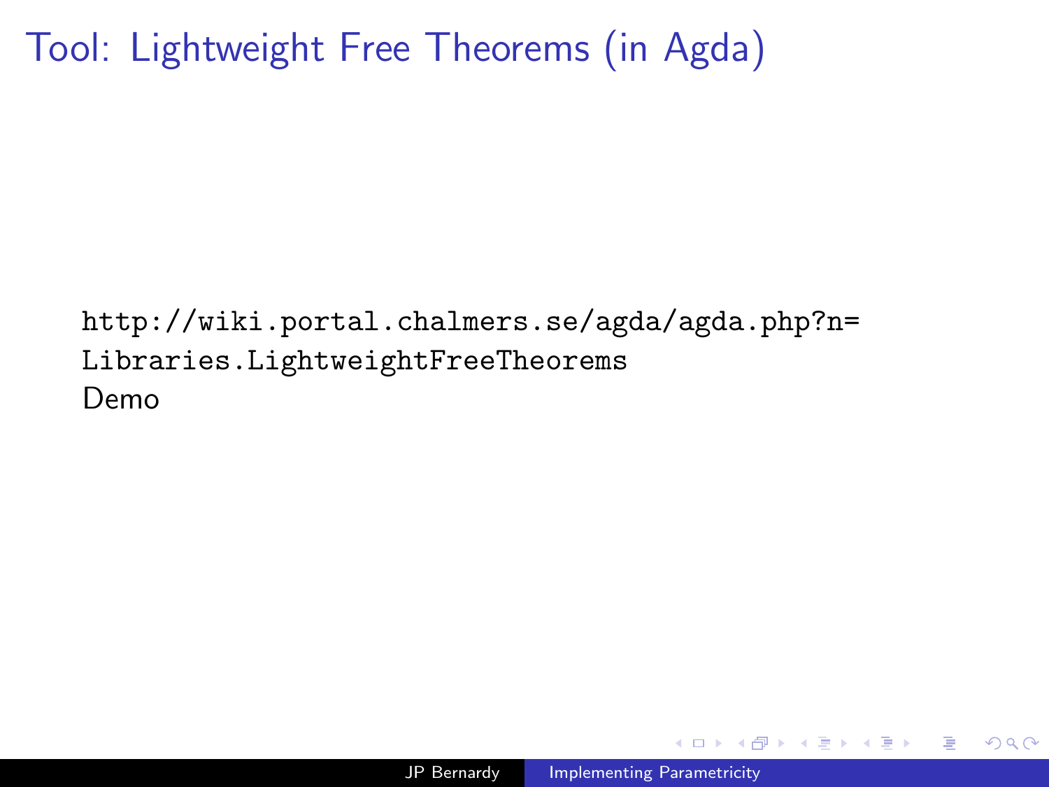# Tool: Lightweight Free Theorems (in Agda)

http://wiki.portal.chalmers.se/agda/agda.php?n=Libraries.LightweightFreeTheorems

Demo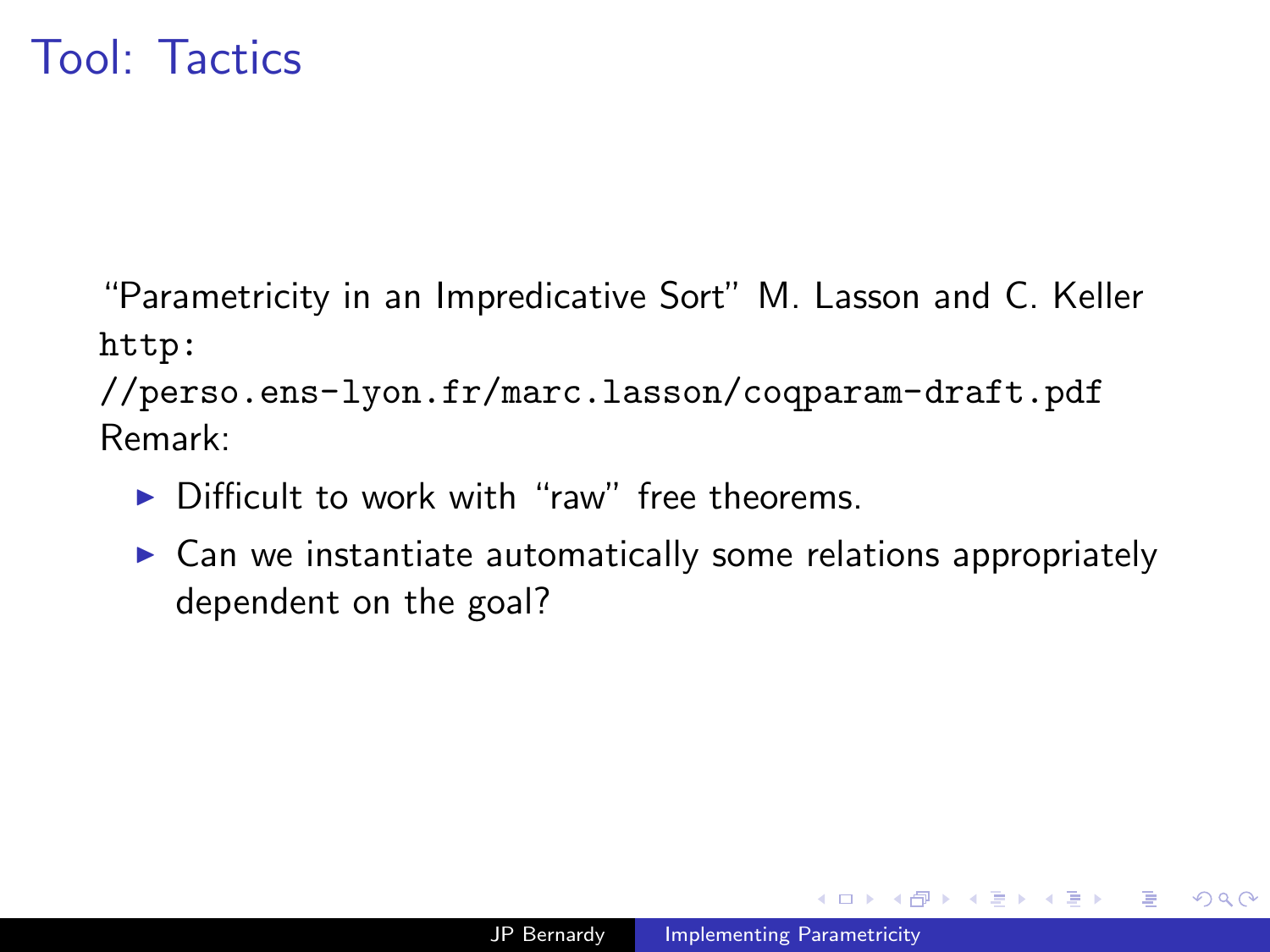# Tool: Tactics

"Parametricity in an Impredicative Sort" M. Lasson and C. Keller `http://perso.ens-lyon.fr/marc.lasson/coqparam-draft.pdf`

Remark:

- Difficult to work with "raw" free theorems.
- Can we instantiate automatically some relations appropriately dependent on the goal?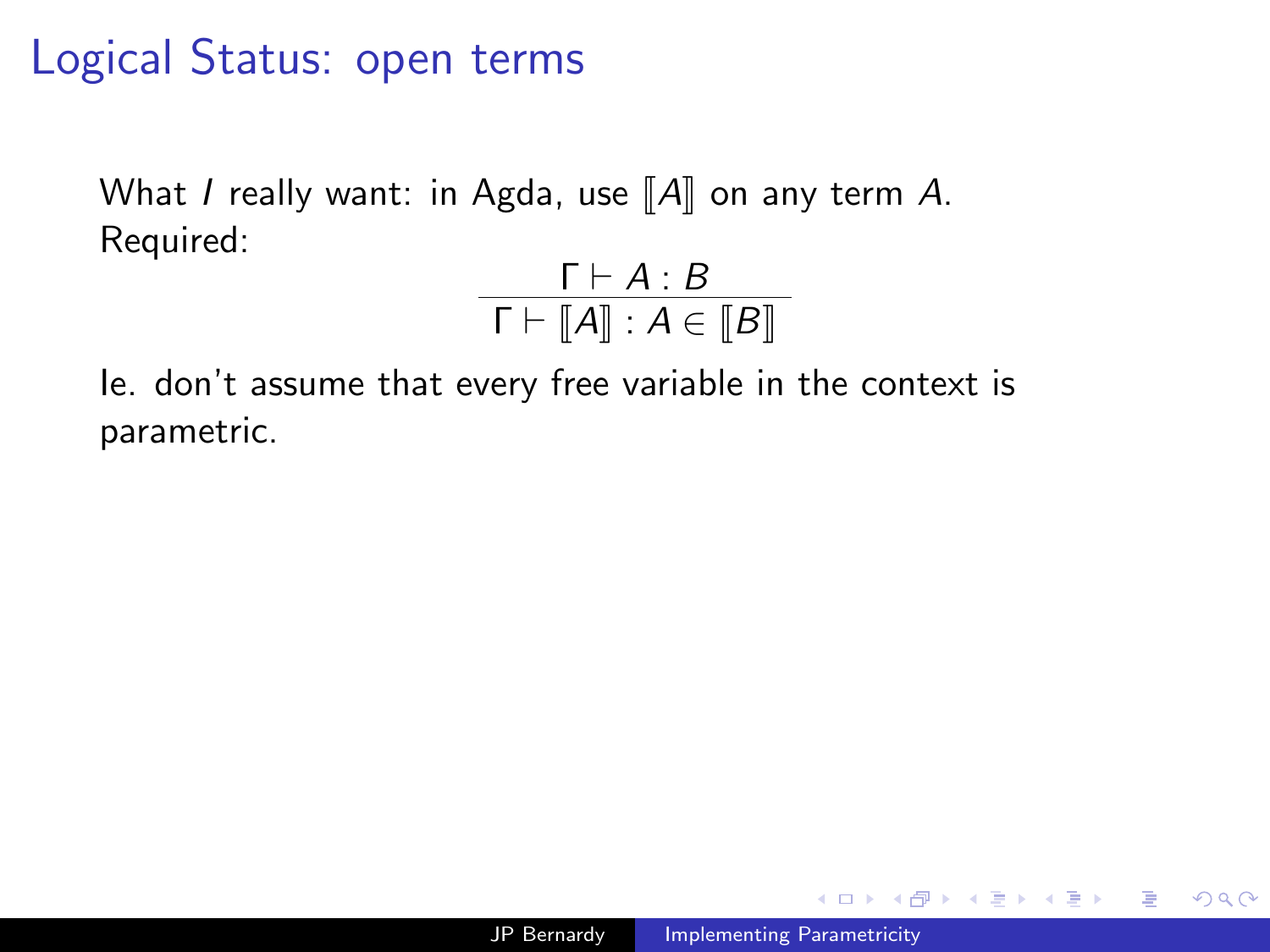# Logical Status: open terms

What *I* really want: in Agda, use $[\![A]\!]$ on any term $A$.
Required:

$$\frac{\Gamma \vdash A : B}{\Gamma \vdash [\![A]\!] : A \in [\![B]\!]}$$

Ie. don't assume that every free variable in the context is parametric.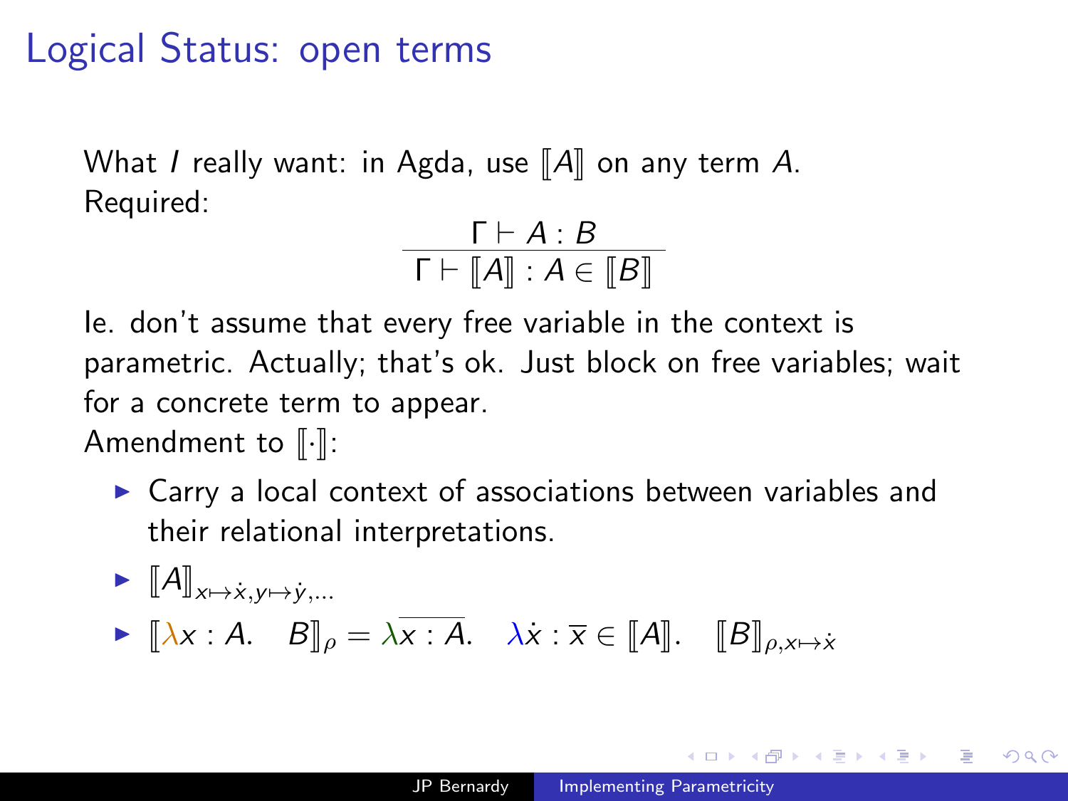# Logical Status: open terms

What *I* really want: in Agda, use $[\![A]\!]$ on any term $A$.
Required:

$$\frac{\Gamma \vdash A : B}{\Gamma \vdash [\![A]\!] : A \in [\![B]\!]}$$

Ie. don't assume that every free variable in the context is parametric. Actually; that's ok. Just block on free variables; wait for a concrete term to appear.
Amendment to $[\![\cdot]\!]$:

- Carry a local context of associations between variables and their relational interpretations.
- $[\![A]\!]_{x \mapsto \dot{x}, y \mapsto \dot{y}, \ldots}$
- $[\![\lambda x : A. \quad B]\!]_\rho = \lambda \overline{x : A}. \quad \lambda \dot{x} : \overline{x} \in [\![A]\!]. \quad [\![B]\!]_{\rho, x \mapsto \dot{x}}$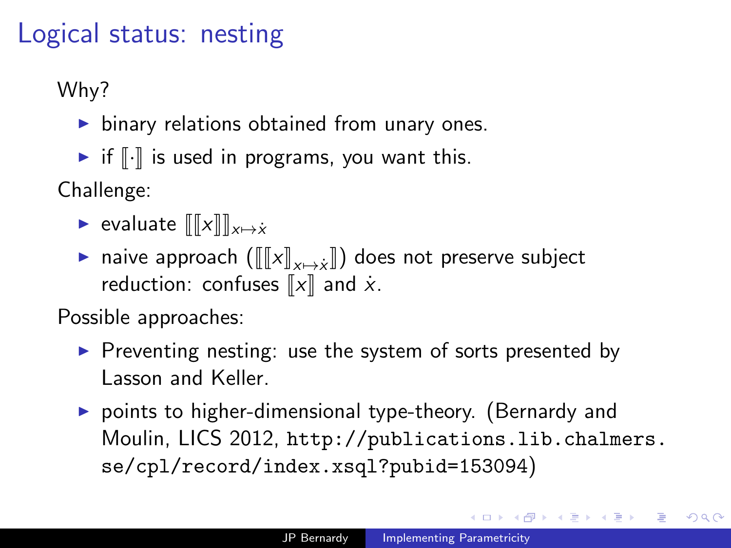# Logical status: nesting

Why?

- binary relations obtained from unary ones.
- if $[\![\cdot]\!]$ is used in programs, you want this.

Challenge:

- evaluate $[\![[\![x]\!]]\!]_{x \mapsto \dot{x}}$
- naive approach ($[\![[\![x]\!]_{x \mapsto \dot{x}}]\!]$) does not preserve subject reduction: confuses $[\![x]\!]$ and $\dot{x}$.

Possible approaches:

- Preventing nesting: use the system of sorts presented by Lasson and Keller.
- points to higher-dimensional type-theory. (Bernardy and Moulin, LICS 2012, `http://publications.lib.chalmers.se/cpl/record/index.xsql?pubid=153094`)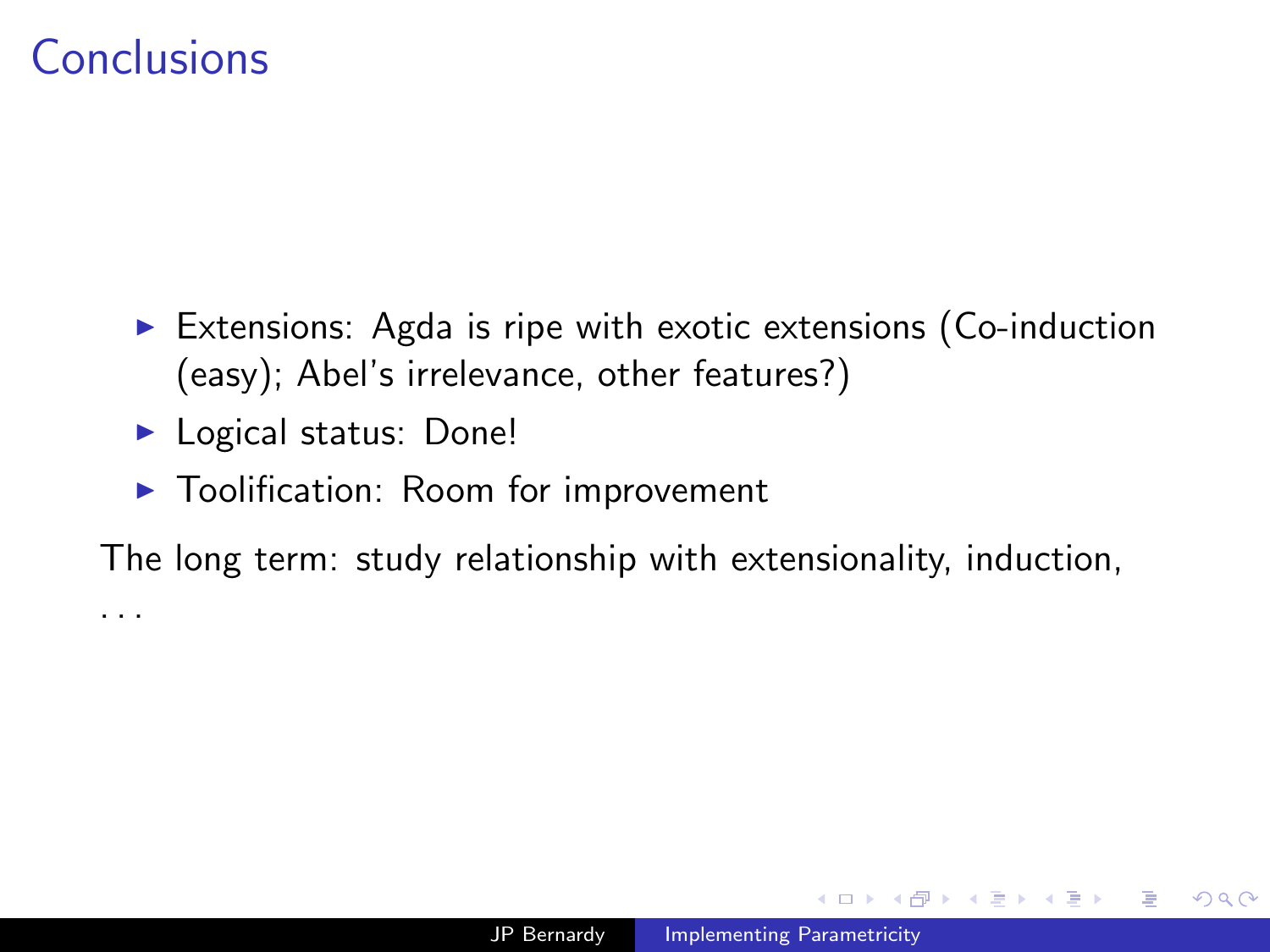# Conclusions

- Extensions: Agda is ripe with exotic extensions (Co-induction (easy); Abel's irrelevance, other features?)
- Logical status: Done!
- Toolification: Room for improvement

The long term: study relationship with extensionality, induction, ...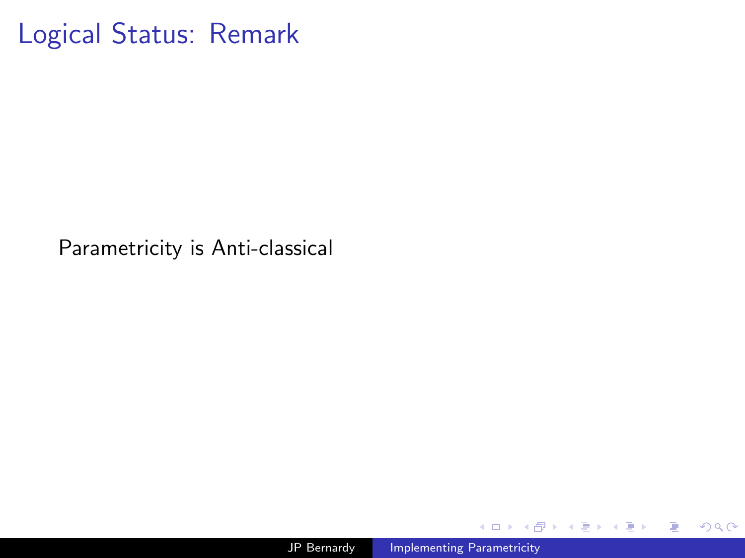# Logical Status: Remark

Parametricity is Anti-classical